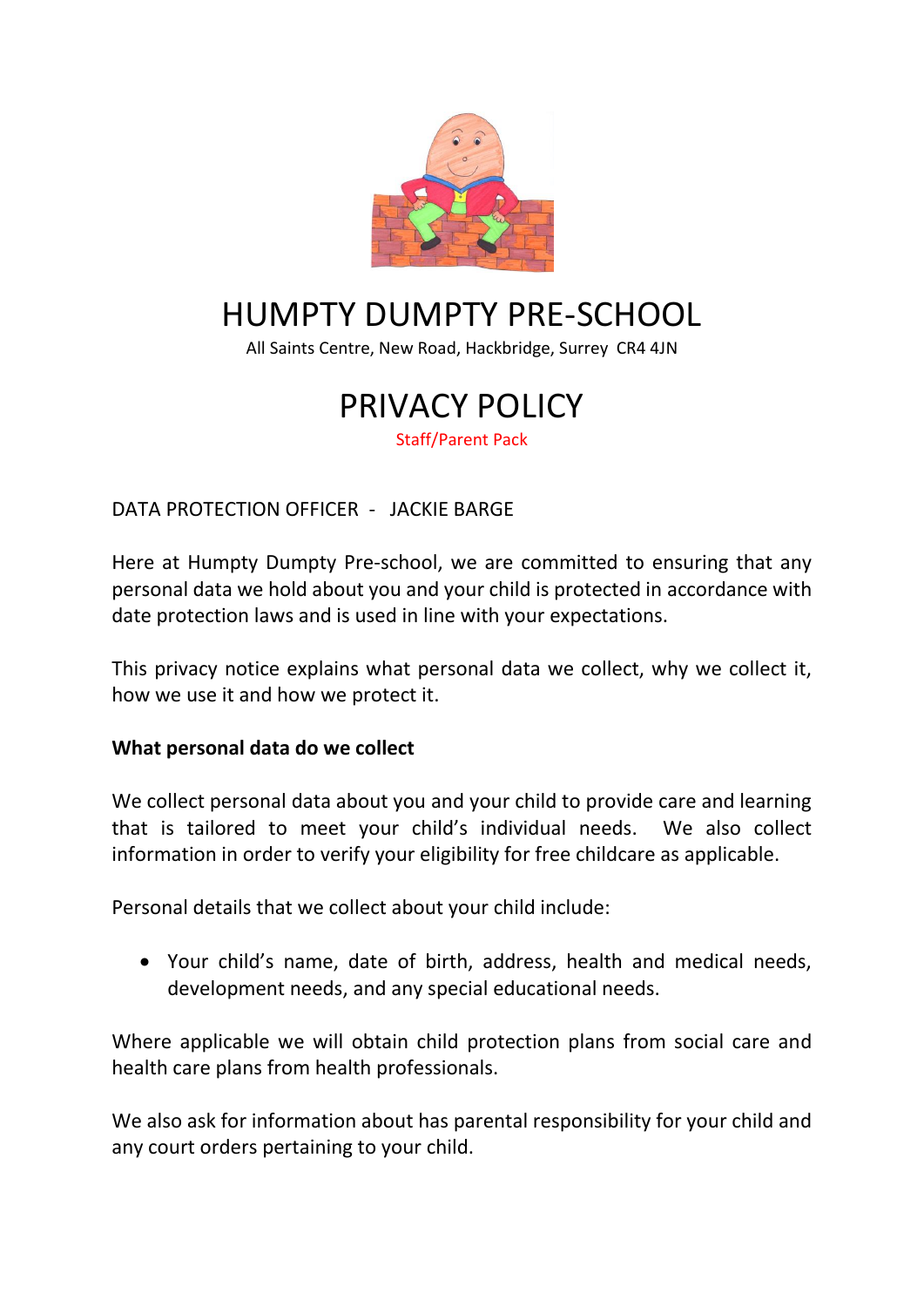# HUMPTY DUMPTY PRE-SCHOOL

All Saints Centre, New Road, Hackbridge, Surrey CR4 4JN

# PRIVACY POLICY

Staff/Parent Pack

DATA PROTECTION OFFICER - JACKIE BARGE

Here at Humpty Dumpty Pre-school, we are committed to ensuring that any personal data we hold about you and your child is protected in accordance with date protection laws and is used in line with your expectations.

This privacy notice explains what personal data we collect, why we collect it, how we use it and how we protect it.

**What personal data do we collect**

We collect personal data about you and your child to provide care and learning that is tailored to meet your child's individual needs. We also collect information in order to verify your eligibility for free childcare as applicable.

Personal details that we collect about your child include:

- Your child's name, date of birth, address, health and medical needs, development needs, and any special educational needs.

Where applicable we will obtain child protection plans from social care and health care plans from health professionals.

We also ask for information about has parental responsibility for your child and any court orders pertaining to your child.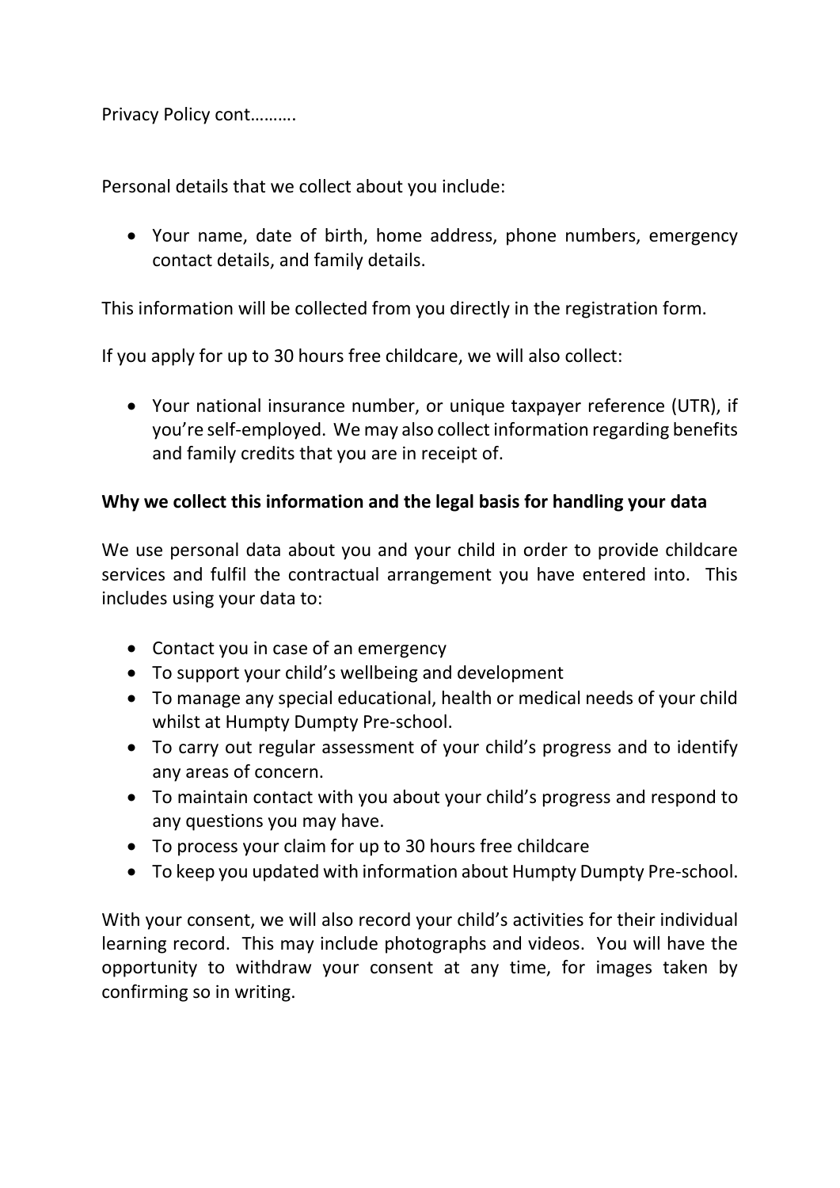Privacy Policy cont……….

Personal details that we collect about you include:

- Your name, date of birth, home address, phone numbers, emergency contact details, and family details.

This information will be collected from you directly in the registration form.

If you apply for up to 30 hours free childcare, we will also collect:

- Your national insurance number, or unique taxpayer reference (UTR), if you're self-employed. We may also collect information regarding benefits and family credits that you are in receipt of.

**Why we collect this information and the legal basis for handling your data**

We use personal data about you and your child in order to provide childcare services and fulfil the contractual arrangement you have entered into. This includes using your data to:

- Contact you in case of an emergency
- To support your child's wellbeing and development
- To manage any special educational, health or medical needs of your child whilst at Humpty Dumpty Pre-school.
- To carry out regular assessment of your child's progress and to identify any areas of concern.
- To maintain contact with you about your child's progress and respond to any questions you may have.
- To process your claim for up to 30 hours free childcare
- To keep you updated with information about Humpty Dumpty Pre-school.

With your consent, we will also record your child's activities for their individual learning record. This may include photographs and videos. You will have the opportunity to withdraw your consent at any time, for images taken by confirming so in writing.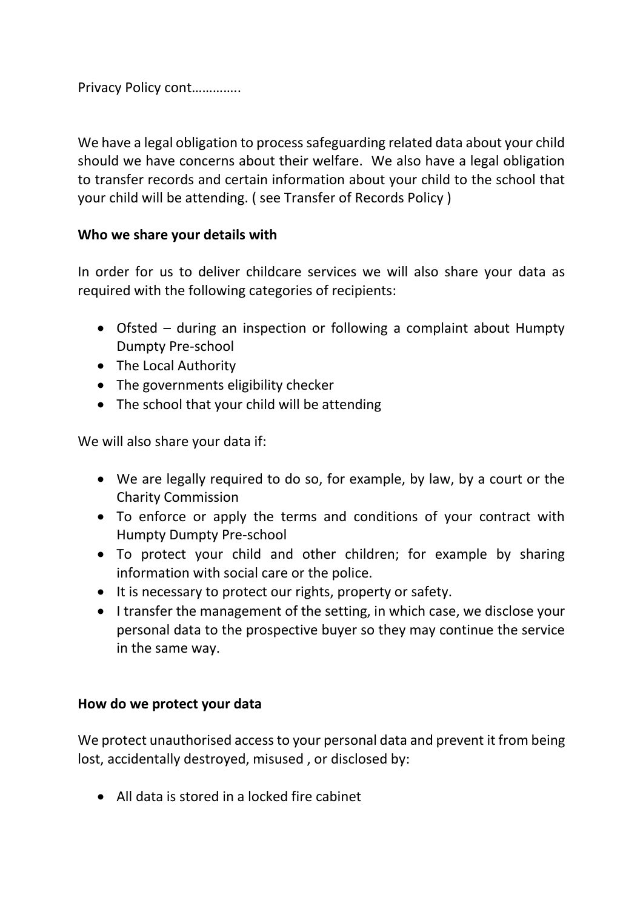Privacy Policy cont…………..

We have a legal obligation to process safeguarding related data about your child should we have concerns about their welfare. We also have a legal obligation to transfer records and certain information about your child to the school that your child will be attending. ( see Transfer of Records Policy )

**Who we share your details with**

In order for us to deliver childcare services we will also share your data as required with the following categories of recipients:

- Ofsted – during an inspection or following a complaint about Humpty Dumpty Pre-school
- The Local Authority
- The governments eligibility checker
- The school that your child will be attending

We will also share your data if:

- We are legally required to do so, for example, by law, by a court or the Charity Commission
- To enforce or apply the terms and conditions of your contract with Humpty Dumpty Pre-school
- To protect your child and other children; for example by sharing information with social care or the police.
- It is necessary to protect our rights, property or safety.
- I transfer the management of the setting, in which case, we disclose your personal data to the prospective buyer so they may continue the service in the same way.

**How do we protect your data**

We protect unauthorised access to your personal data and prevent it from being lost, accidentally destroyed, misused , or disclosed by:

- All data is stored in a locked fire cabinet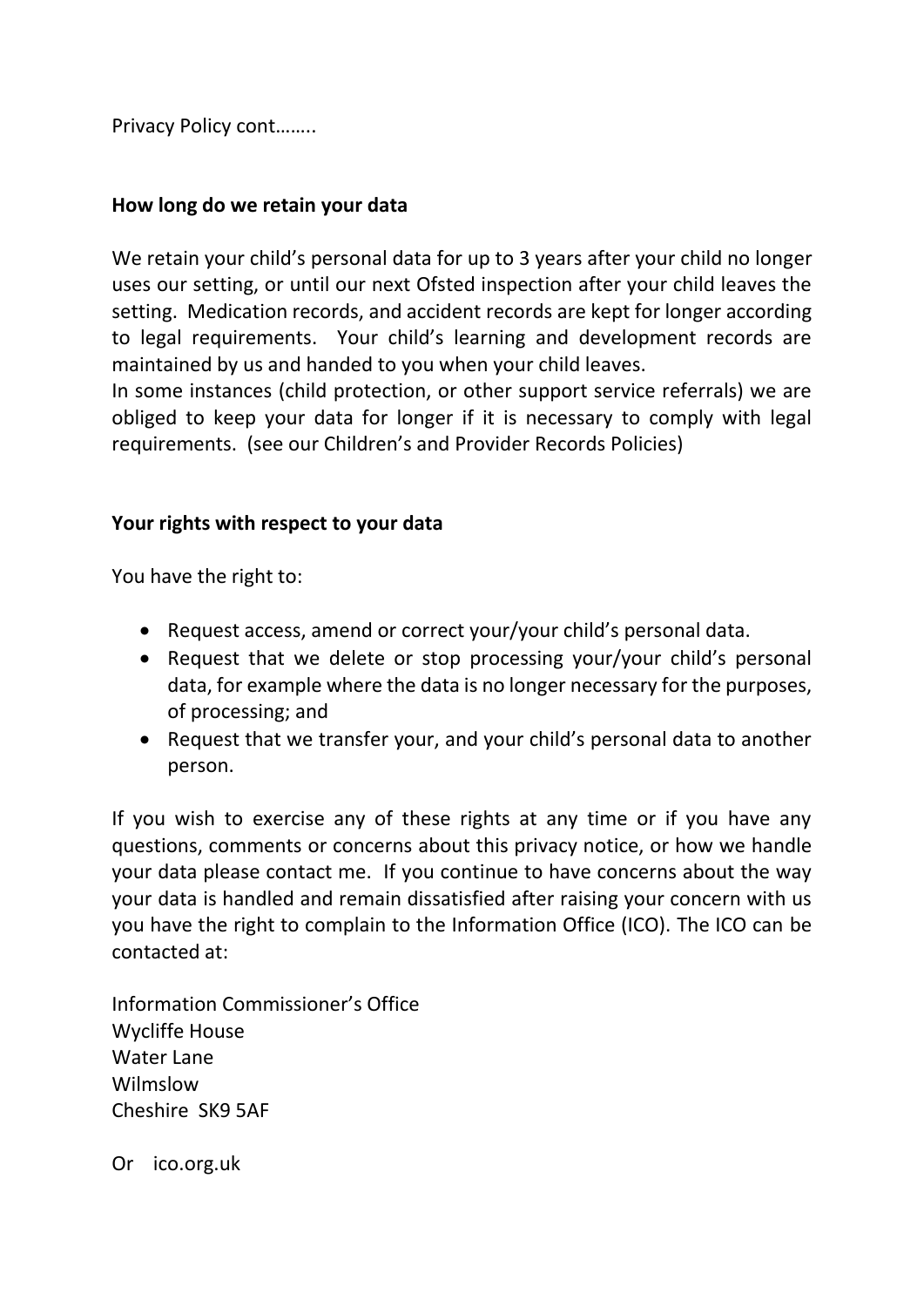Privacy Policy cont……..

**How long do we retain your data**

We retain your child's personal data for up to 3 years after your child no longer uses our setting, or until our next Ofsted inspection after your child leaves the setting. Medication records, and accident records are kept for longer according to legal requirements. Your child's learning and development records are maintained by us and handed to you when your child leaves.
In some instances (child protection, or other support service referrals) we are obliged to keep your data for longer if it is necessary to comply with legal requirements. (see our Children's and Provider Records Policies)

**Your rights with respect to your data**

You have the right to:

- Request access, amend or correct your/your child's personal data.
- Request that we delete or stop processing your/your child's personal data, for example where the data is no longer necessary for the purposes, of processing; and
- Request that we transfer your, and your child's personal data to another person.

If you wish to exercise any of these rights at any time or if you have any questions, comments or concerns about this privacy notice, or how we handle your data please contact me. If you continue to have concerns about the way your data is handled and remain dissatisfied after raising your concern with us you have the right to complain to the Information Office (ICO). The ICO can be contacted at:

Information Commissioner's Office
Wycliffe House
Water Lane
Wilmslow
Cheshire SK9 5AF

Or ico.org.uk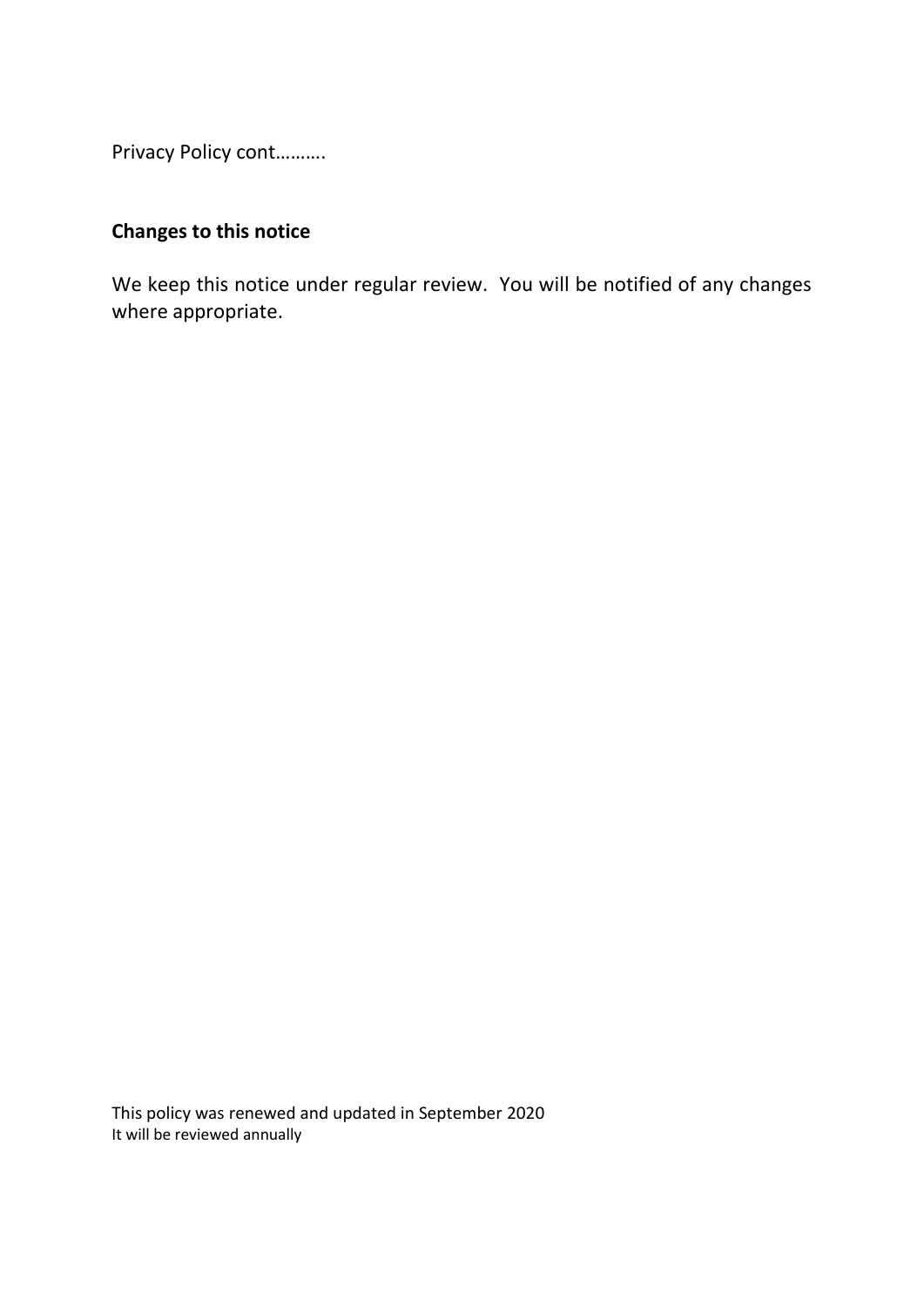Privacy Policy cont……….

## Changes to this notice

We keep this notice under regular review. You will be notified of any changes where appropriate.

This policy was renewed and updated in September 2020
It will be reviewed annually